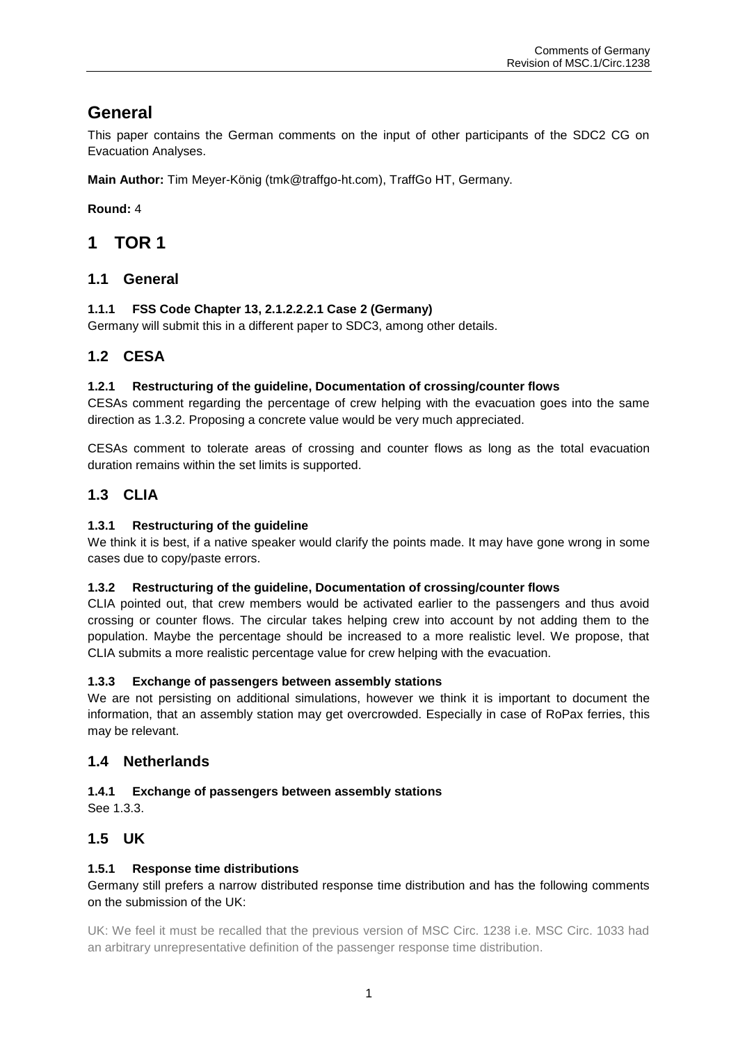# General

This paper contains the German comments on the input of other participants of the SDC2 CG on Evacuation Analyses.

**Main Author:** Tim Meyer-König (tmk@traffgo-ht.com), TraffGo HT, Germany.

**Round:** 4

# 1 TOR 1

## 1.1 General

### 1.1.1 FSS Code Chapter 13, 2.1.2.2.2.1 Case 2 (Germany)

Germany will submit this in a different paper to SDC3, among other details.

## 1.2 CESA

### 1.2.1 Restructuring of the guideline, Documentation of crossing/counter flows

CESAs comment regarding the percentage of crew helping with the evacuation goes into the same direction as 1.3.2. Proposing a concrete value would be very much appreciated.

CESAs comment to tolerate areas of crossing and counter flows as long as the total evacuation duration remains within the set limits is supported.

## 1.3 CLIA

### 1.3.1 Restructuring of the guideline

We think it is best, if a native speaker would clarify the points made. It may have gone wrong in some cases due to copy/paste errors.

### 1.3.2 Restructuring of the guideline, Documentation of crossing/counter flows

CLIA pointed out, that crew members would be activated earlier to the passengers and thus avoid crossing or counter flows. The circular takes helping crew into account by not adding them to the population. Maybe the percentage should be increased to a more realistic level. We propose, that CLIA submits a more realistic percentage value for crew helping with the evacuation.

### 1.3.3 Exchange of passengers between assembly stations

We are not persisting on additional simulations, however we think it is important to document the information, that an assembly station may get overcrowded. Especially in case of RoPax ferries, this may be relevant.

## 1.4 Netherlands

### 1.4.1 Exchange of passengers between assembly stations

See 1.3.3.

## 1.5 UK

### 1.5.1 Response time distributions

Germany still prefers a narrow distributed response time distribution and has the following comments on the submission of the UK:

UK: We feel it must be recalled that the previous version of MSC Circ. 1238 i.e. MSC Circ. 1033 had an arbitrary unrepresentative definition of the passenger response time distribution.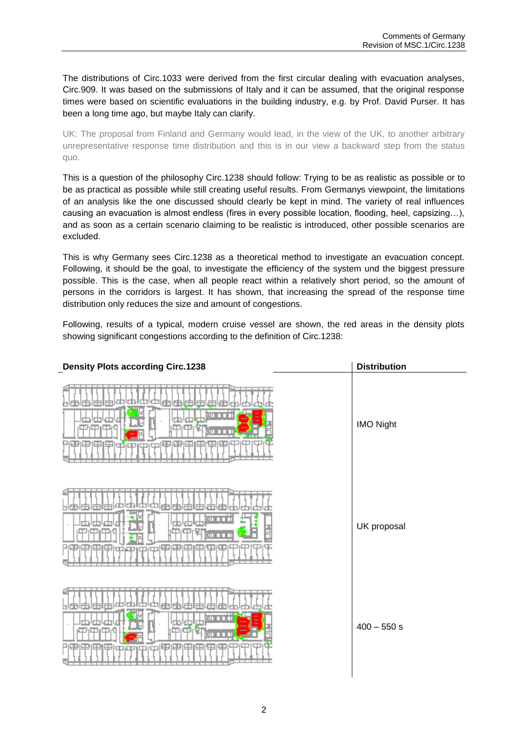The distributions of Circ.1033 were derived from the first circular dealing with evacuation analyses, Circ.909. It was based on the submissions of Italy and it can be assumed, that the original response times were based on scientific evaluations in the building industry, e.g. by Prof. David Purser. It has been a long time ago, but maybe Italy can clarify.

UK: The proposal from Finland and Germany would lead, in the view of the UK, to another arbitrary unrepresentative response time distribution and this is in our view a backward step from the status quo.

This is a question of the philosophy Circ.1238 should follow: Trying to be as realistic as possible or to be as practical as possible while still creating useful results. From Germanys viewpoint, the limitations of an analysis like the one discussed should clearly be kept in mind. The variety of real influences causing an evacuation is almost endless (fires in every possible location, flooding, heel, capsizing…), and as soon as a certain scenario claiming to be realistic is introduced, other possible scenarios are excluded.

This is why Germany sees Circ.1238 as a theoretical method to investigate an evacuation concept. Following, it should be the goal, to investigate the efficiency of the system und the biggest pressure possible. This is the case, when all people react within a relatively short period, so the amount of persons in the corridors is largest. It has shown, that increasing the spread of the response time distribution only reduces the size and amount of congestions.

Following, results of a typical, modern cruise vessel are shown, the red areas in the density plots showing significant congestions according to the definition of Circ.1238:

| Density Plots according Circ.1238 | Distribution |
| --- | --- |
| | IMO Night |
| | UK proposal |
| | 400 – 550 s |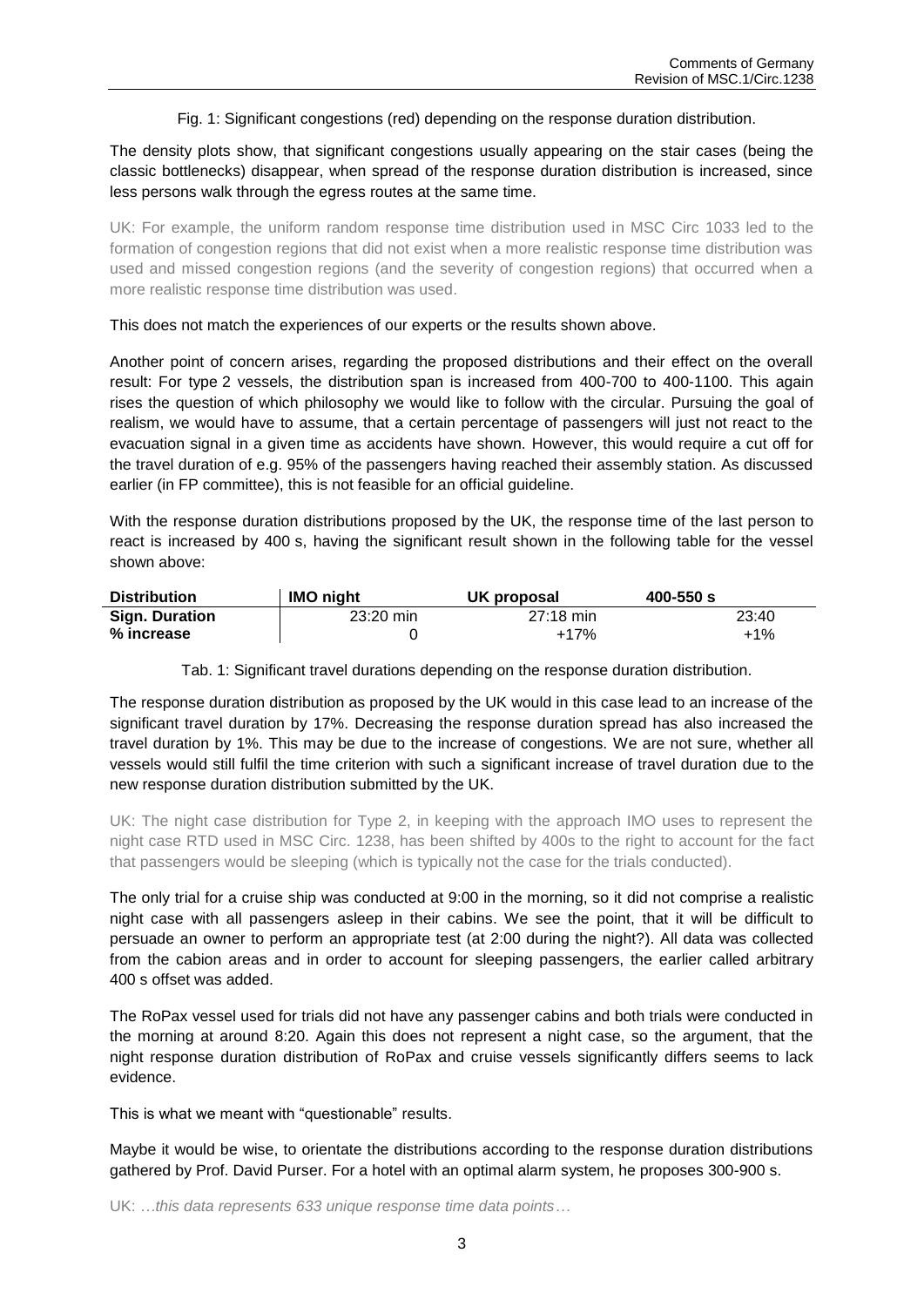Fig. 1: Significant congestions (red) depending on the response duration distribution.

The density plots show, that significant congestions usually appearing on the stair cases (being the classic bottlenecks) disappear, when spread of the response duration distribution is increased, since less persons walk through the egress routes at the same time.

UK: For example, the uniform random response time distribution used in MSC Circ 1033 led to the formation of congestion regions that did not exist when a more realistic response time distribution was used and missed congestion regions (and the severity of congestion regions) that occurred when a more realistic response time distribution was used.

This does not match the experiences of our experts or the results shown above.

Another point of concern arises, regarding the proposed distributions and their effect on the overall result: For type 2 vessels, the distribution span is increased from 400-700 to 400-1100. This again rises the question of which philosophy we would like to follow with the circular. Pursuing the goal of realism, we would have to assume, that a certain percentage of passengers will just not react to the evacuation signal in a given time as accidents have shown. However, this would require a cut off for the travel duration of e.g. 95% of the passengers having reached their assembly station. As discussed earlier (in FP committee), this is not feasible for an official guideline.

With the response duration distributions proposed by the UK, the response time of the last person to react is increased by 400 s, having the significant result shown in the following table for the vessel shown above:

| Distribution | IMO night | UK proposal | 400-550 s |
|---|---|---|---|
| **Sign. Duration** | 23:20 min | 27:18 min | 23:40 |
| **% increase** | 0 | +17% | +1% |

Tab. 1: Significant travel durations depending on the response duration distribution.

The response duration distribution as proposed by the UK would in this case lead to an increase of the significant travel duration by 17%. Decreasing the response duration spread has also increased the travel duration by 1%. This may be due to the increase of congestions. We are not sure, whether all vessels would still fulfil the time criterion with such a significant increase of travel duration due to the new response duration distribution submitted by the UK.

UK: The night case distribution for Type 2, in keeping with the approach IMO uses to represent the night case RTD used in MSC Circ. 1238, has been shifted by 400s to the right to account for the fact that passengers would be sleeping (which is typically not the case for the trials conducted).

The only trial for a cruise ship was conducted at 9:00 in the morning, so it did not comprise a realistic night case with all passengers asleep in their cabins. We see the point, that it will be difficult to persuade an owner to perform an appropriate test (at 2:00 during the night?). All data was collected from the cabion areas and in order to account for sleeping passengers, the earlier called arbitrary 400 s offset was added.

The RoPax vessel used for trials did not have any passenger cabins and both trials were conducted in the morning at around 8:20. Again this does not represent a night case, so the argument, that the night response duration distribution of RoPax and cruise vessels significantly differs seems to lack evidence.

This is what we meant with "questionable" results.

Maybe it would be wise, to orientate the distributions according to the response duration distributions gathered by Prof. David Purser. For a hotel with an optimal alarm system, he proposes 300-900 s.

UK: *…this data represents 633 unique response time data points…*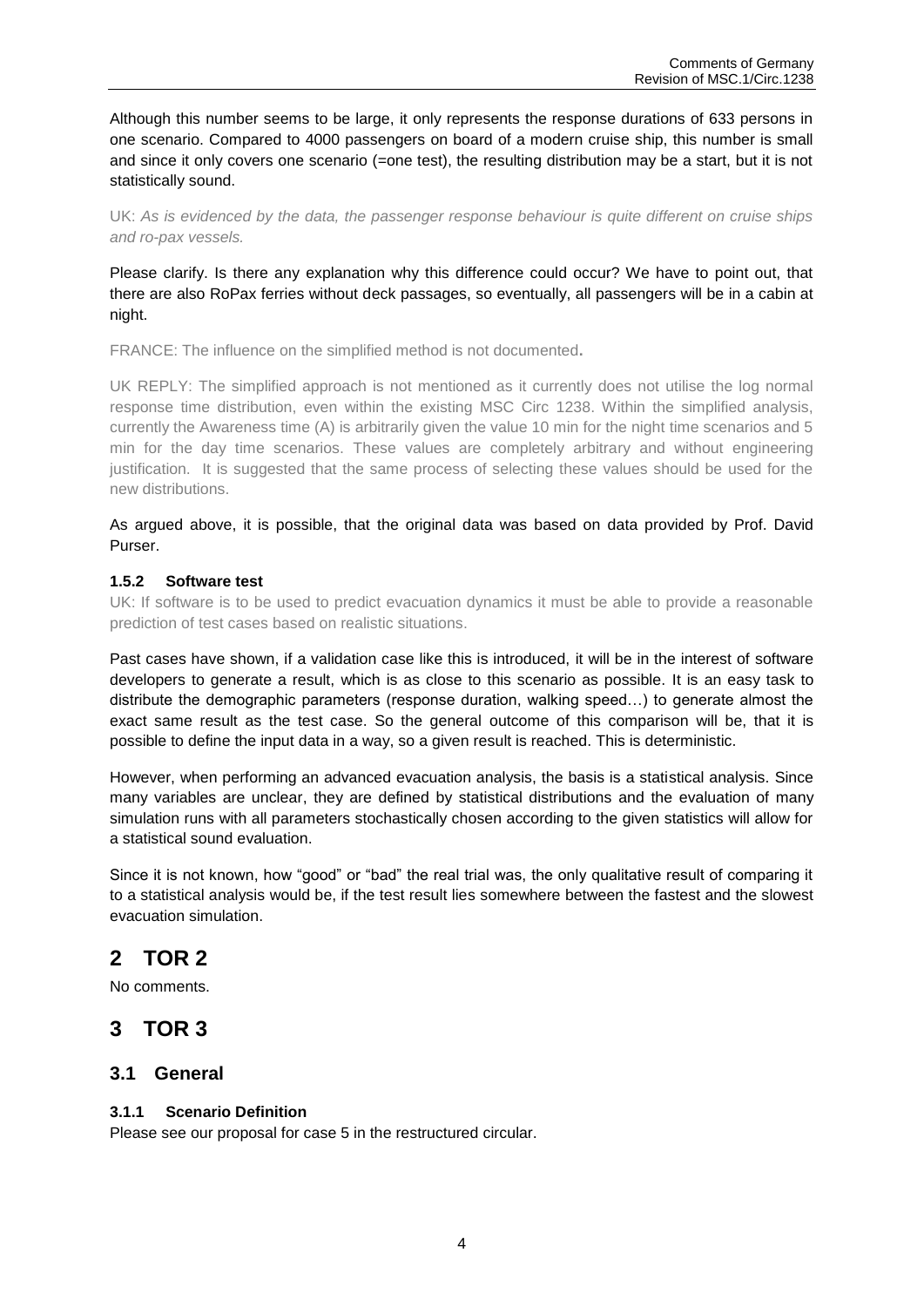Although this number seems to be large, it only represents the response durations of 633 persons in one scenario. Compared to 4000 passengers on board of a modern cruise ship, this number is small and since it only covers one scenario (=one test), the resulting distribution may be a start, but it is not statistically sound.

UK: *As is evidenced by the data, the passenger response behaviour is quite different on cruise ships and ro-pax vessels.*

Please clarify. Is there any explanation why this difference could occur? We have to point out, that there are also RoPax ferries without deck passages, so eventually, all passengers will be in a cabin at night.

FRANCE: The influence on the simplified method is not documented.

UK REPLY: The simplified approach is not mentioned as it currently does not utilise the log normal response time distribution, even within the existing MSC Circ 1238. Within the simplified analysis, currently the Awareness time (A) is arbitrarily given the value 10 min for the night time scenarios and 5 min for the day time scenarios. These values are completely arbitrary and without engineering justification. It is suggested that the same process of selecting these values should be used for the new distributions.

As argued above, it is possible, that the original data was based on data provided by Prof. David Purser.

#### 1.5.2 Software test

UK: If software is to be used to predict evacuation dynamics it must be able to provide a reasonable prediction of test cases based on realistic situations.

Past cases have shown, if a validation case like this is introduced, it will be in the interest of software developers to generate a result, which is as close to this scenario as possible. It is an easy task to distribute the demographic parameters (response duration, walking speed…) to generate almost the exact same result as the test case. So the general outcome of this comparison will be, that it is possible to define the input data in a way, so a given result is reached. This is deterministic.

However, when performing an advanced evacuation analysis, the basis is a statistical analysis. Since many variables are unclear, they are defined by statistical distributions and the evaluation of many simulation runs with all parameters stochastically chosen according to the given statistics will allow for a statistical sound evaluation.

Since it is not known, how "good" or "bad" the real trial was, the only qualitative result of comparing it to a statistical analysis would be, if the test result lies somewhere between the fastest and the slowest evacuation simulation.

# 2 TOR 2

No comments.

# 3 TOR 3

## 3.1 General

#### 3.1.1 Scenario Definition

Please see our proposal for case 5 in the restructured circular.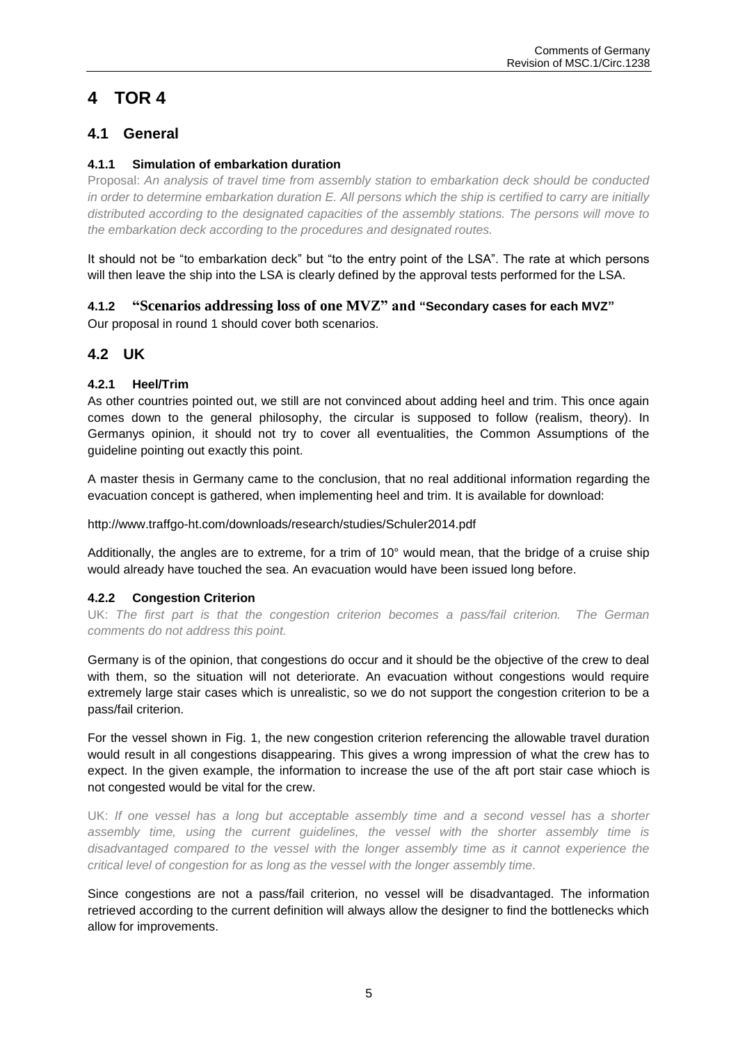# 4 TOR 4

## 4.1 General

### 4.1.1 Simulation of embarkation duration

Proposal: *An analysis of travel time from assembly station to embarkation deck should be conducted in order to determine embarkation duration E. All persons which the ship is certified to carry are initially distributed according to the designated capacities of the assembly stations. The persons will move to the embarkation deck according to the procedures and designated routes.*

It should not be "to embarkation deck" but "to the entry point of the LSA". The rate at which persons will then leave the ship into the LSA is clearly defined by the approval tests performed for the LSA.

### 4.1.2 "Scenarios addressing loss of one MVZ" and "Secondary cases for each MVZ"

Our proposal in round 1 should cover both scenarios.

## 4.2 UK

### 4.2.1 Heel/Trim

As other countries pointed out, we still are not convinced about adding heel and trim. This once again comes down to the general philosophy, the circular is supposed to follow (realism, theory). In Germanys opinion, it should not try to cover all eventualities, the Common Assumptions of the guideline pointing out exactly this point.

A master thesis in Germany came to the conclusion, that no real additional information regarding the evacuation concept is gathered, when implementing heel and trim. It is available for download:

http://www.traffgo-ht.com/downloads/research/studies/Schuler2014.pdf

Additionally, the angles are to extreme, for a trim of 10° would mean, that the bridge of a cruise ship would already have touched the sea. An evacuation would have been issued long before.

### 4.2.2 Congestion Criterion

UK: *The first part is that the congestion criterion becomes a pass/fail criterion. The German comments do not address this point.*

Germany is of the opinion, that congestions do occur and it should be the objective of the crew to deal with them, so the situation will not deteriorate. An evacuation without congestions would require extremely large stair cases which is unrealistic, so we do not support the congestion criterion to be a pass/fail criterion.

For the vessel shown in Fig. 1, the new congestion criterion referencing the allowable travel duration would result in all congestions disappearing. This gives a wrong impression of what the crew has to expect. In the given example, the information to increase the use of the aft port stair case whioch is not congested would be vital for the crew.

UK: *If one vessel has a long but acceptable assembly time and a second vessel has a shorter assembly time, using the current guidelines, the vessel with the shorter assembly time is disadvantaged compared to the vessel with the longer assembly time as it cannot experience the critical level of congestion for as long as the vessel with the longer assembly time.*

Since congestions are not a pass/fail criterion, no vessel will be disadvantaged. The information retrieved according to the current definition will always allow the designer to find the bottlenecks which allow for improvements.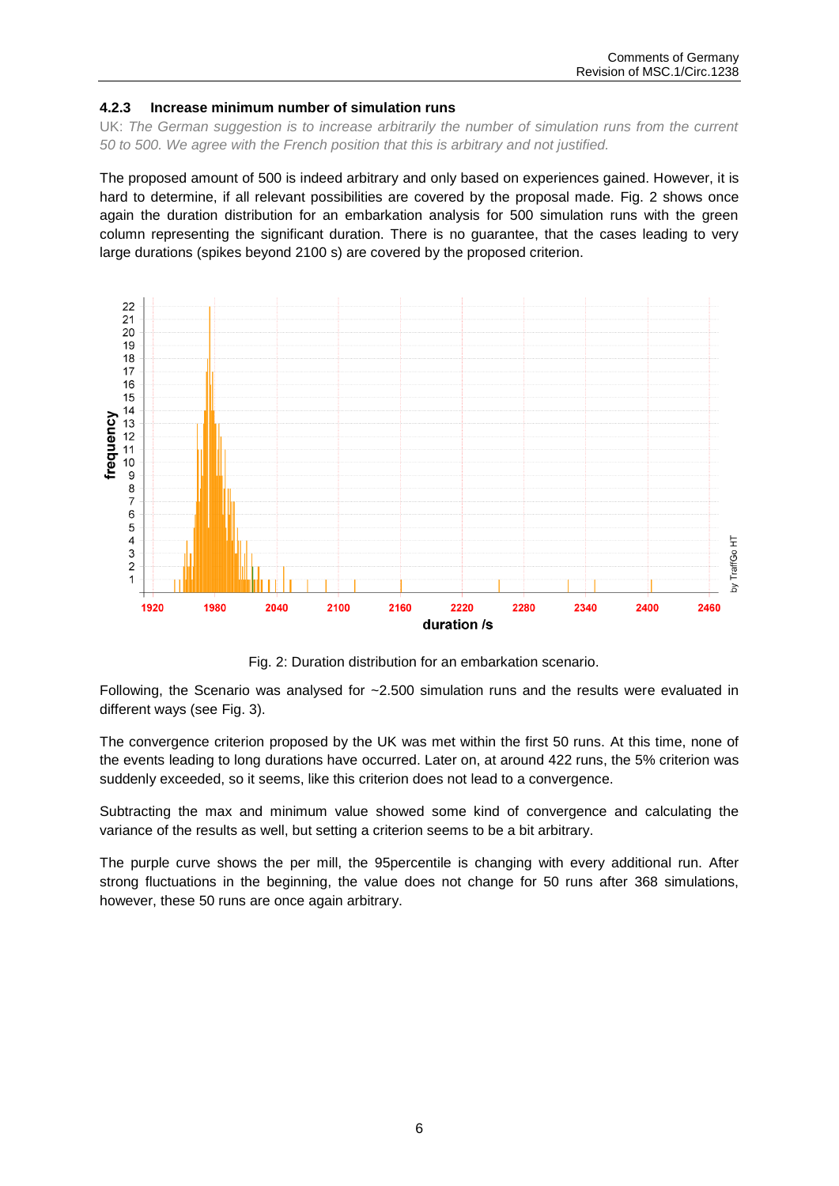### 4.2.3 Increase minimum number of simulation runs

UK: *The German suggestion is to increase arbitrarily the number of simulation runs from the current 50 to 500. We agree with the French position that this is arbitrary and not justified.*

The proposed amount of 500 is indeed arbitrary and only based on experiences gained. However, it is hard to determine, if all relevant possibilities are covered by the proposal made. Fig. 2 shows once again the duration distribution for an embarkation analysis for 500 simulation runs with the green column representing the significant duration. There is no guarantee, that the cases leading to very large durations (spikes beyond 2100 s) are covered by the proposed criterion.

Fig. 2: Duration distribution for an embarkation scenario.

Following, the Scenario was analysed for ~2.500 simulation runs and the results were evaluated in different ways (see Fig. 3).

The convergence criterion proposed by the UK was met within the first 50 runs. At this time, none of the events leading to long durations have occurred. Later on, at around 422 runs, the 5% criterion was suddenly exceeded, so it seems, like this criterion does not lead to a convergence.

Subtracting the max and minimum value showed some kind of convergence and calculating the variance of the results as well, but setting a criterion seems to be a bit arbitrary.

The purple curve shows the per mill, the 95percentile is changing with every additional run. After strong fluctuations in the beginning, the value does not change for 50 runs after 368 simulations, however, these 50 runs are once again arbitrary.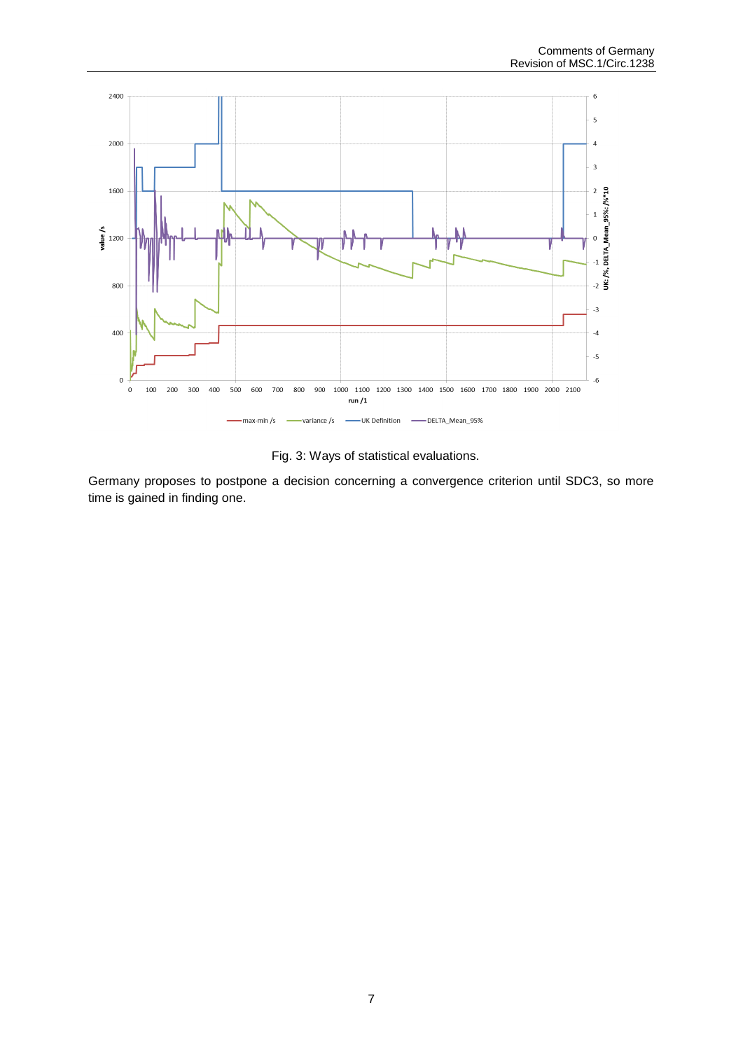value /s

2400
2000
1600
1200
800
400
0

0 100 200 300 400 500 600 700 800 900 1000 1100 1200 1300 1400 1500 1600 1700 1800 1900 2000 2100

run /1

UK: /%, DELTA_Mean_95%: /%*10

6
5
4
3
2
1
0
-1
-2
-3
-4
-5
-6

max-min /s
variance /s
UK Definition
DELTA_Mean_95%

Fig. 3: Ways of statistical evaluations.

Germany proposes to postpone a decision concerning a convergence criterion until SDC3, so more time is gained in finding one.